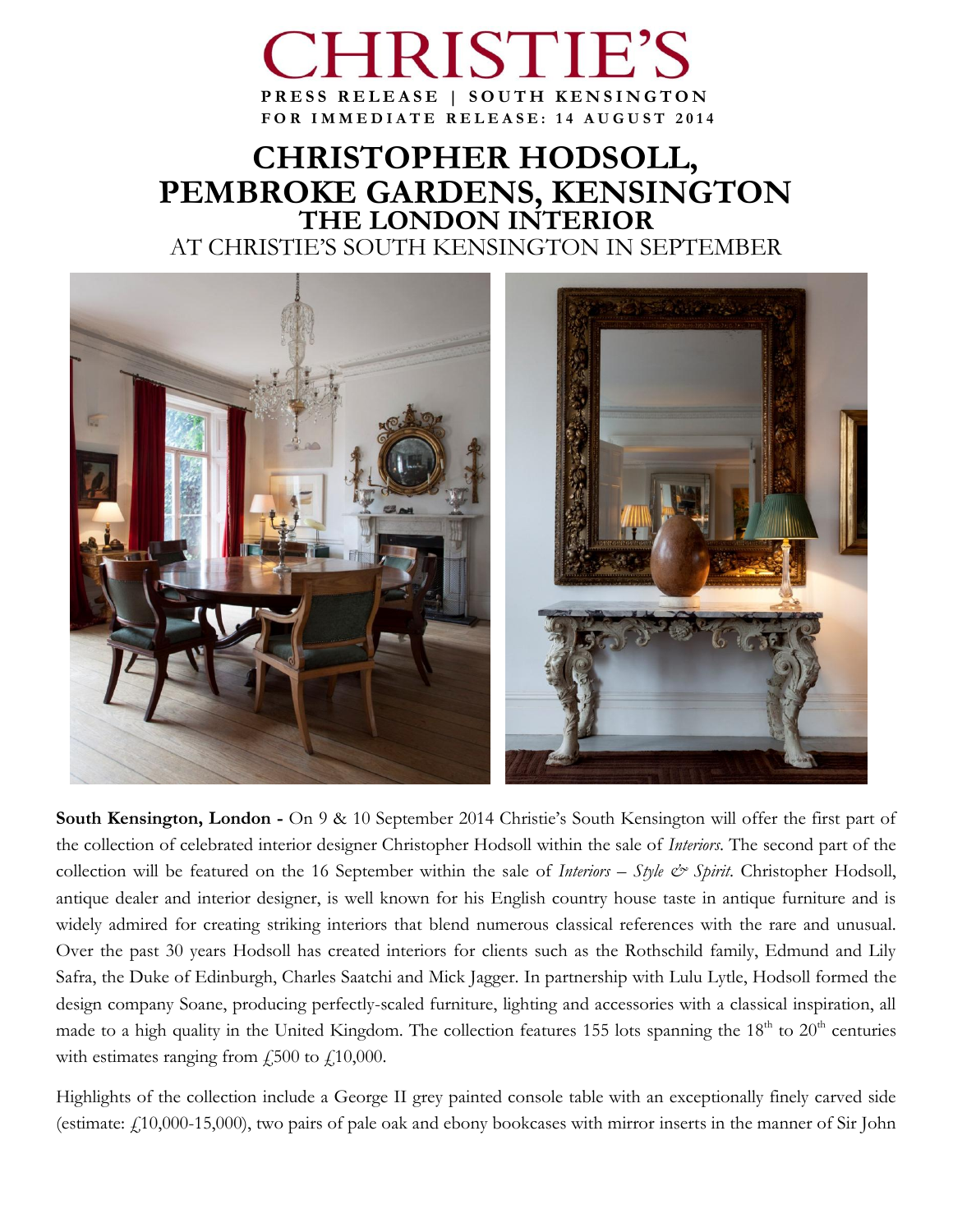# CHRISTIE'S

**PRESS RELEASE | SOUTH KENSINGTON**

**FOR IMMEDIATE RELEASE: 14 AUGUST 2014**

# CHRISTOPHER HODSOLL, PEMBROKE GARDENS, KENSINGTON

## THE LONDON INTERIOR

AT CHRISTIE'S SOUTH KENSINGTON IN SEPTEMBER

**South Kensington, London -** On 9 & 10 September 2014 Christie's South Kensington will offer the first part of the collection of celebrated interior designer Christopher Hodsoll within the sale of *Interiors*. The second part of the collection will be featured on the 16 September within the sale of *Interiors – Style & Spirit*. Christopher Hodsoll, antique dealer and interior designer, is well known for his English country house taste in antique furniture and is widely admired for creating striking interiors that blend numerous classical references with the rare and unusual. Over the past 30 years Hodsoll has created interiors for clients such as the Rothschild family, Edmund and Lily Safra, the Duke of Edinburgh, Charles Saatchi and Mick Jagger. In partnership with Lulu Lytle, Hodsoll formed the design company Soane, producing perfectly-scaled furniture, lighting and accessories with a classical inspiration, all made to a high quality in the United Kingdom. The collection features 155 lots spanning the 18th to 20th centuries with estimates ranging from £500 to £10,000.

Highlights of the collection include a George II grey painted console table with an exceptionally finely carved side (estimate: £10,000-15,000), two pairs of pale oak and ebony bookcases with mirror inserts in the manner of Sir John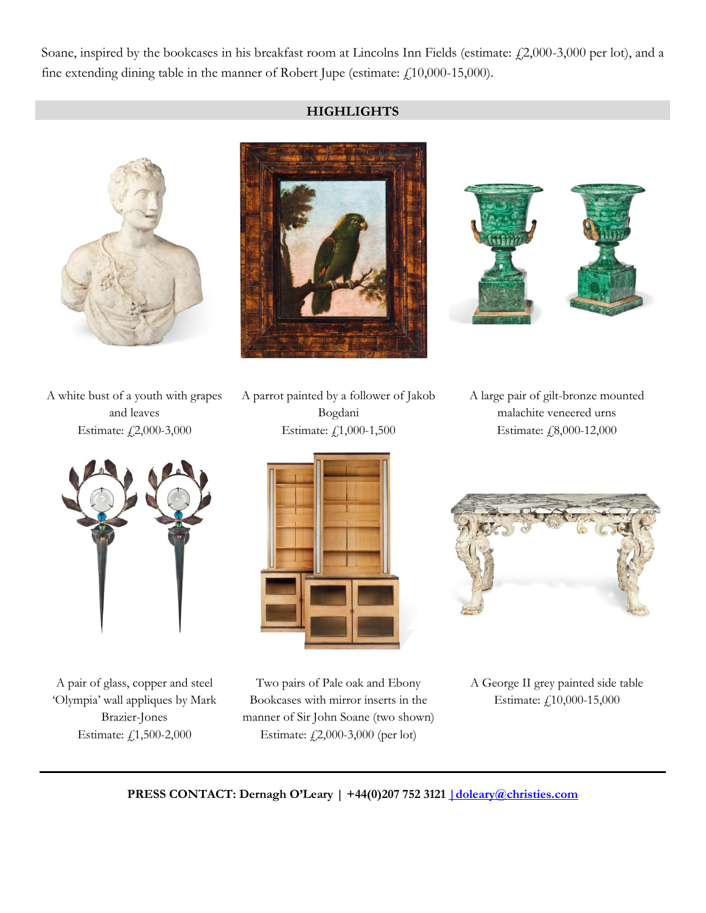Soane, inspired by the bookcases in his breakfast room at Lincolns Inn Fields (estimate: £2,000-3,000 per lot), and a fine extending dining table in the manner of Robert Jupe (estimate: £10,000-15,000).

## HIGHLIGHTS

A white bust of a youth with grapes and leaves
Estimate: £2,000-3,000

A parrot painted by a follower of Jakob Bogdani
Estimate: £1,000-1,500

A large pair of gilt-bronze mounted malachite veneered urns
Estimate: £8,000-12,000

A pair of glass, copper and steel 'Olympia' wall appliques by Mark Brazier-Jones
Estimate: £1,500-2,000

Two pairs of Pale oak and Ebony Bookcases with mirror inserts in the manner of Sir John Soane (two shown)
Estimate: £2,000-3,000 (per lot)

A George II grey painted side table
Estimate: £10,000-15,000

---

**PRESS CONTACT: Dernagh O'Leary | +44(0)207 752 3121 | doleary@christies.com**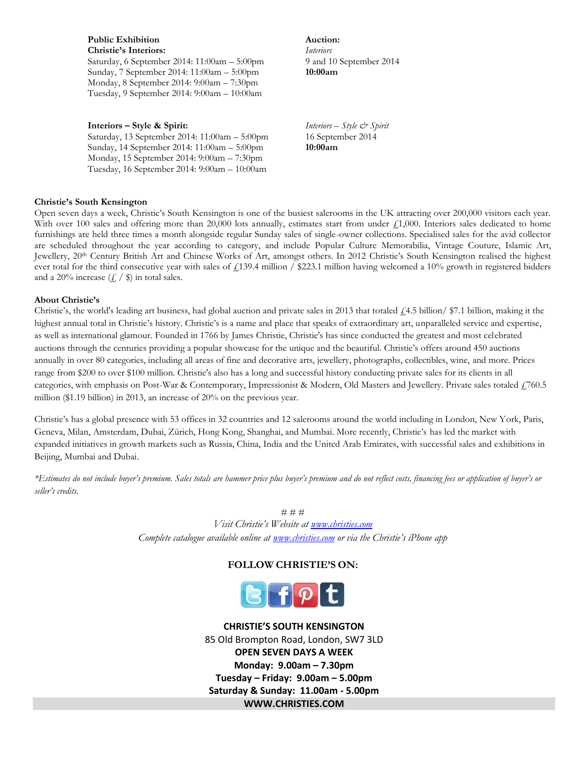**Public Exhibition**
**Christie's Interiors:**
Saturday, 6 September 2014: 11:00am – 5:00pm
Sunday, 7 September 2014: 11:00am – 5:00pm
Monday, 8 September 2014: 9:00am – 7:30pm
Tuesday, 9 September 2014: 9:00am – 10:00am

**Auction:**
*Interiors*
9 and 10 September 2014
**10:00am**

**Interiors – Style & Spirit:**
Saturday, 13 September 2014: 11:00am – 5:00pm
Sunday, 14 September 2014: 11:00am – 5:00pm
Monday, 15 September 2014: 9:00am – 7:30pm
Tuesday, 16 September 2014: 9:00am – 10:00am

*Interiors – Style & Spirit*
16 September 2014
**10:00am**

**Christie's South Kensington**
Open seven days a week, Christie's South Kensington is one of the busiest salerooms in the UK attracting over 200,000 visitors each year. With over 100 sales and offering more than 20,000 lots annually, estimates start from under £1,000. Interiors sales dedicated to home furnishings are held three times a month alongside regular Sunday sales of single-owner collections. Specialised sales for the avid collector are scheduled throughout the year according to category, and include Popular Culture Memorabilia, Vintage Couture, Islamic Art, Jewellery, 20th Century British Art and Chinese Works of Art, amongst others. In 2012 Christie's South Kensington realised the highest ever total for the third consecutive year with sales of £139.4 million / $223.1 million having welcomed a 10% growth in registered bidders and a 20% increase (£ / $) in total sales.

**About Christie's**
Christie's, the world's leading art business, had global auction and private sales in 2013 that totaled £4.5 billion/ $7.1 billion, making it the highest annual total in Christie's history. Christie's is a name and place that speaks of extraordinary art, unparalleled service and expertise, as well as international glamour. Founded in 1766 by James Christie, Christie's has since conducted the greatest and most celebrated auctions through the centuries providing a popular showcase for the unique and the beautiful. Christie's offers around 450 auctions annually in over 80 categories, including all areas of fine and decorative arts, jewellery, photographs, collectibles, wine, and more. Prices range from $200 to over $100 million. Christie's also has a long and successful history conducting private sales for its clients in all categories, with emphasis on Post-War & Contemporary, Impressionist & Modern, Old Masters and Jewellery. Private sales totaled £760.5 million ($1.19 billion) in 2013, an increase of 20% on the previous year.

Christie's has a global presence with 53 offices in 32 countries and 12 salerooms around the world including in London, New York, Paris, Geneva, Milan, Amsterdam, Dubai, Zürich, Hong Kong, Shanghai, and Mumbai. More recently, Christie's has led the market with expanded initiatives in growth markets such as Russia, China, India and the United Arab Emirates, with successful sales and exhibitions in Beijing, Mumbai and Dubai.

*\*Estimates do not include buyer's premium. Sales totals are hammer price plus buyer's premium and do not reflect costs, financing fees or application of buyer's or seller's credits.*

# # #

*Visit Christie's Website at [www.christies.com](http://www.christies.com)*
*Complete catalogue available online at [www.christies.com](http://www.christies.com) or via the Christie's iPhone app*

**FOLLOW CHRISTIE'S ON:**

**CHRISTIE'S SOUTH KENSINGTON**
85 Old Brompton Road, London, SW7 3LD
**OPEN SEVEN DAYS A WEEK**
**Monday: 9.00am – 7.30pm**
**Tuesday – Friday: 9.00am – 5.00pm**
**Saturday & Sunday: 11.00am - 5.00pm**
**WWW.CHRISTIES.COM**